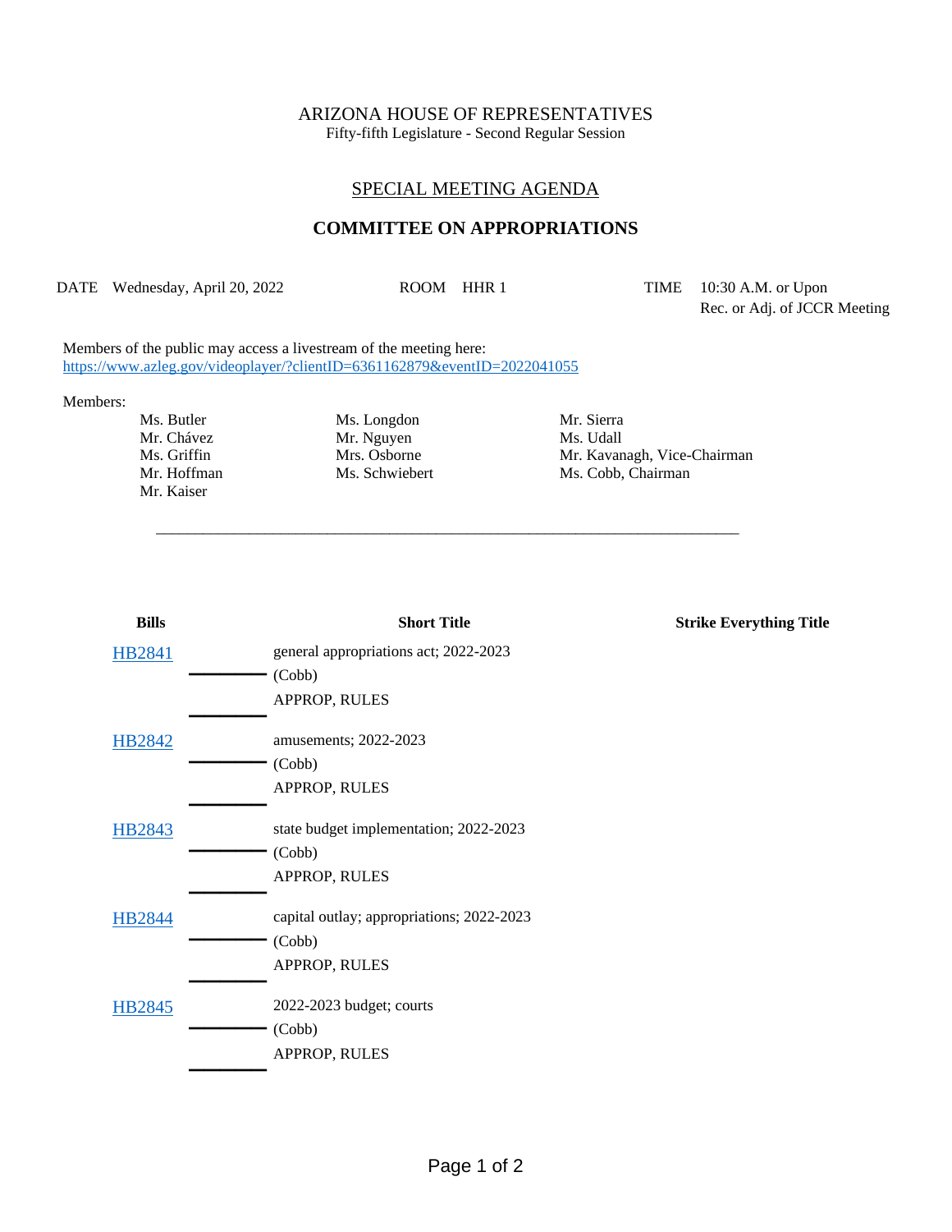ARIZONA HOUSE OF REPRESENTATIVES

Fifty-fifth Legislature - Second Regular Session

## SPECIAL MEETING AGENDA

## COMMITTEE ON APPROPRIATIONS

DATE Wednesday, April 20, 2022 ROOM HHR 1 TIME 10:30 A.M. or Upon Rec. or Adj. of JCCR Meeting

Members of the public may access a livestream of the meeting here:
https://www.azleg.gov/videoplayer/?clientID=6361162879&eventID=2022041055

Members:

| | | |
|---|---|---|
| Ms. Butler | Ms. Longdon | Mr. Sierra |
| Mr. Chávez | Mr. Nguyen | Ms. Udall |
| Ms. Griffin | Mrs. Osborne | Mr. Kavanagh, Vice-Chairman |
| Mr. Hoffman | Ms. Schwiebert | Ms. Cobb, Chairman |
| Mr. Kaiser | | |

---

| Bills | Short Title | Strike Everything Title |
|---|---|---|
| HB2841 | general appropriations act; 2022-2023 (Cobb) APPROP, RULES | |
| HB2842 | amusements; 2022-2023 (Cobb) APPROP, RULES | |
| HB2843 | state budget implementation; 2022-2023 (Cobb) APPROP, RULES | |
| HB2844 | capital outlay; appropriations; 2022-2023 (Cobb) APPROP, RULES | |
| HB2845 | 2022-2023 budget; courts (Cobb) APPROP, RULES | |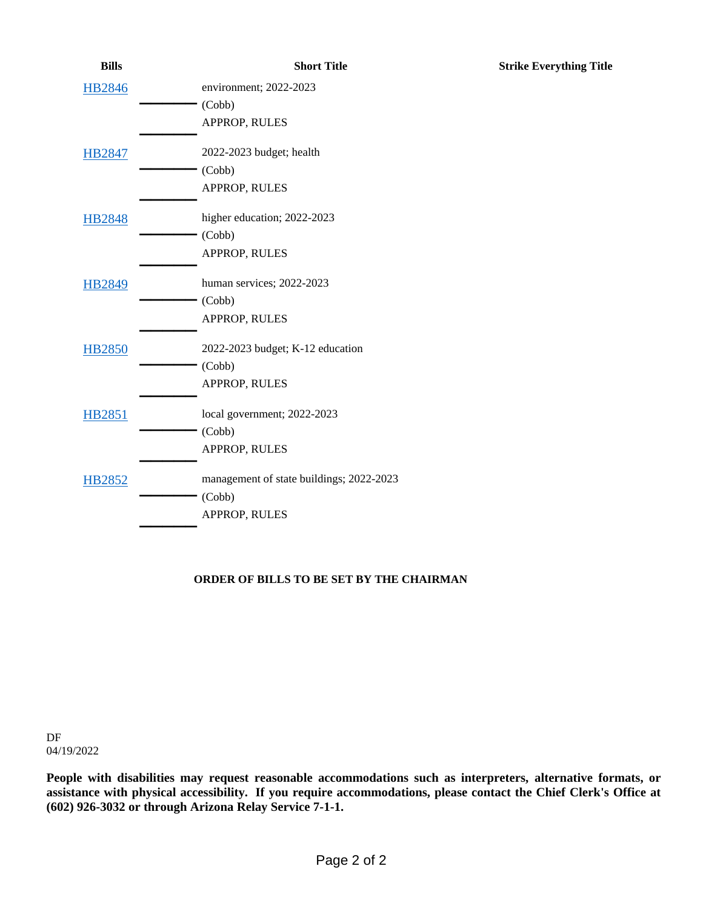| Bills | Short Title | Strike Everything Title |
|---|---|---|
| HB2846 | environment; 2022-2023<br>(Cobb)<br>APPROP, RULES | |
| HB2847 | 2022-2023 budget; health<br>(Cobb)<br>APPROP, RULES | |
| HB2848 | higher education; 2022-2023<br>(Cobb)<br>APPROP, RULES | |
| HB2849 | human services; 2022-2023<br>(Cobb)<br>APPROP, RULES | |
| HB2850 | 2022-2023 budget; K-12 education<br>(Cobb)<br>APPROP, RULES | |
| HB2851 | local government; 2022-2023<br>(Cobb)<br>APPROP, RULES | |
| HB2852 | management of state buildings; 2022-2023<br>(Cobb)<br>APPROP, RULES | |

**ORDER OF BILLS TO BE SET BY THE CHAIRMAN**

DF
04/19/2022

**People with disabilities may request reasonable accommodations such as interpreters, alternative formats, or assistance with physical accessibility. If you require accommodations, please contact the Chief Clerk's Office at (602) 926-3032 or through Arizona Relay Service 7-1-1.**